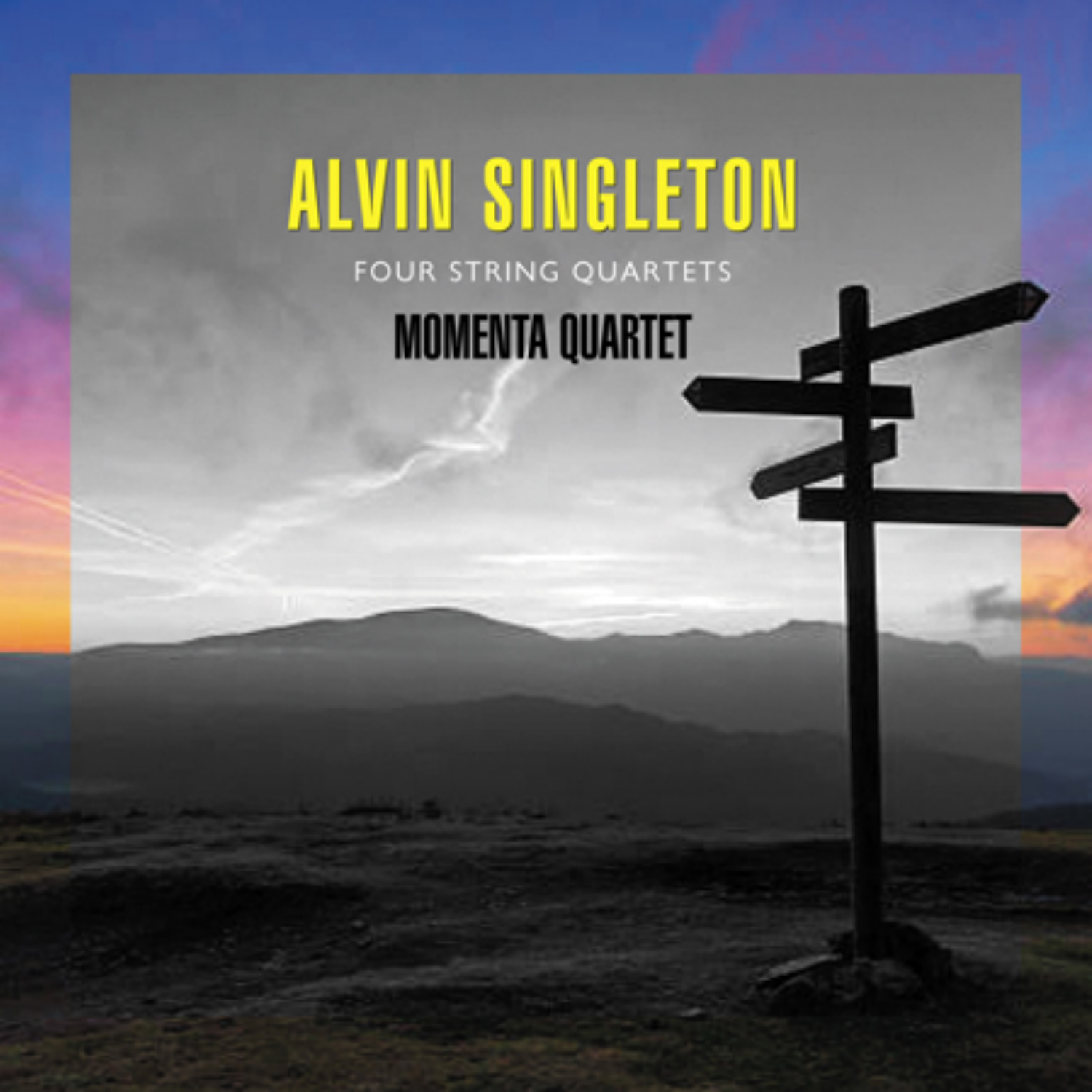# ALVIN SINGLETON

FOUR STRING QUARTETS

**MOMENTA QUARTET**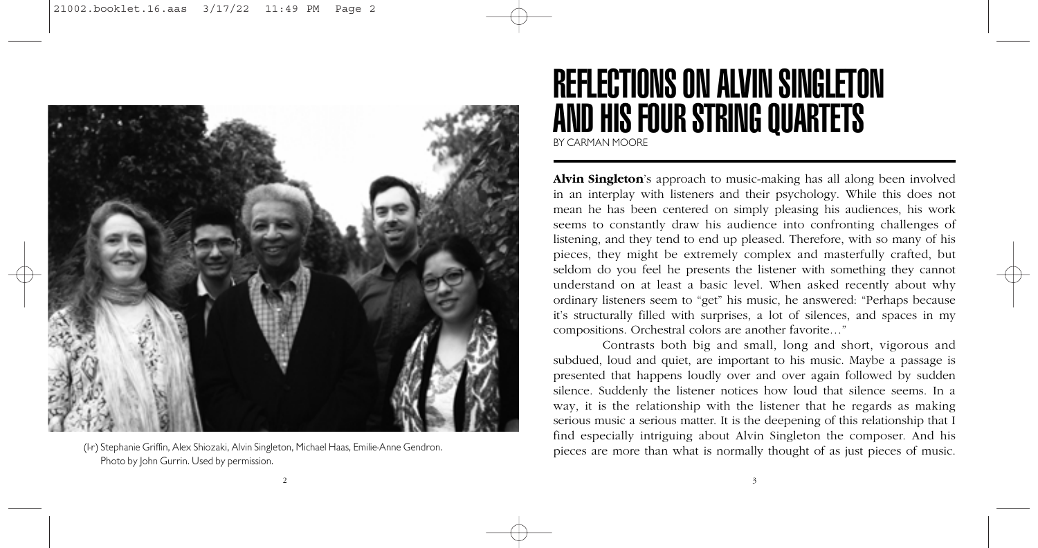(l-r) Stephanie Griffin, Alex Shiozaki, Alvin Singleton, Michael Haas, Emilie-Anne Gendron. Photo by John Gurrin. Used by permission.

# REFLECTIONS ON ALVIN SINGLETON AND HIS FOUR STRING QUARTETS

BY CARMAN MOORE

**Alvin Singleton**'s approach to music-making has all along been involved in an interplay with listeners and their psychology. While this does not mean he has been centered on simply pleasing his audiences, his work seems to constantly draw his audience into confronting challenges of listening, and they tend to end up pleased. Therefore, with so many of his pieces, they might be extremely complex and masterfully crafted, but seldom do you feel he presents the listener with something they cannot understand on at least a basic level. When asked recently about why ordinary listeners seem to "get" his music, he answered: "Perhaps because it's structurally filled with surprises, a lot of silences, and spaces in my compositions. Orchestral colors are another favorite…"

Contrasts both big and small, long and short, vigorous and subdued, loud and quiet, are important to his music. Maybe a passage is presented that happens loudly over and over again followed by sudden silence. Suddenly the listener notices how loud that silence seems. In a way, it is the relationship with the listener that he regards as making serious music a serious matter. It is the deepening of this relationship that I find especially intriguing about Alvin Singleton the composer. And his pieces are more than what is normally thought of as just pieces of music.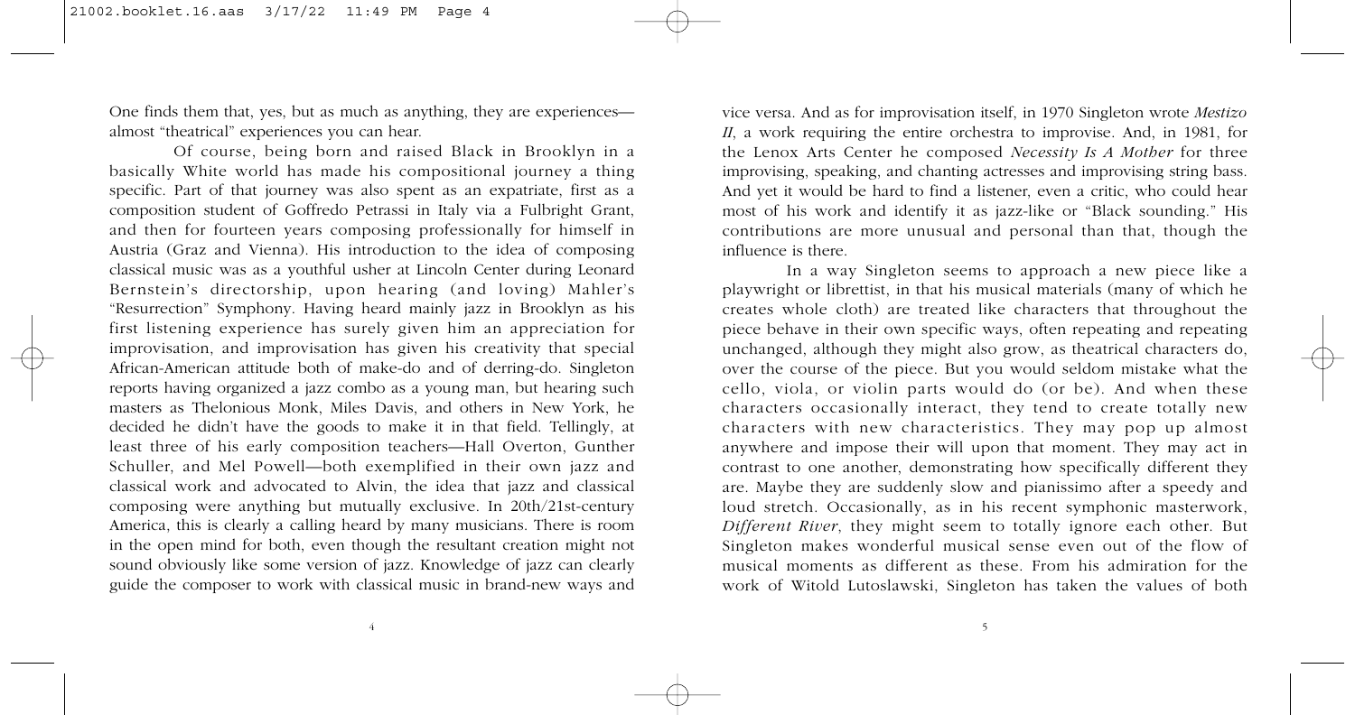One finds them that, yes, but as much as anything, they are experiences—almost "theatrical" experiences you can hear.

Of course, being born and raised Black in Brooklyn in a basically White world has made his compositional journey a thing specific. Part of that journey was also spent as an expatriate, first as a composition student of Goffredo Petrassi in Italy via a Fulbright Grant, and then for fourteen years composing professionally for himself in Austria (Graz and Vienna). His introduction to the idea of composing classical music was as a youthful usher at Lincoln Center during Leonard Bernstein's directorship, upon hearing (and loving) Mahler's "Resurrection" Symphony. Having heard mainly jazz in Brooklyn as his first listening experience has surely given him an appreciation for improvisation, and improvisation has given his creativity that special African-American attitude both of make-do and of derring-do. Singleton reports having organized a jazz combo as a young man, but hearing such masters as Thelonious Monk, Miles Davis, and others in New York, he decided he didn't have the goods to make it in that field. Tellingly, at least three of his early composition teachers—Hall Overton, Gunther Schuller, and Mel Powell—both exemplified in their own jazz and classical work and advocated to Alvin, the idea that jazz and classical composing were anything but mutually exclusive. In 20th/21st-century America, this is clearly a calling heard by many musicians. There is room in the open mind for both, even though the resultant creation might not sound obviously like some version of jazz. Knowledge of jazz can clearly guide the composer to work with classical music in brand-new ways and vice versa. And as for improvisation itself, in 1970 Singleton wrote *Mestizo II*, a work requiring the entire orchestra to improvise. And, in 1981, for the Lenox Arts Center he composed *Necessity Is A Mother* for three improvising, speaking, and chanting actresses and improvising string bass. And yet it would be hard to find a listener, even a critic, who could hear most of his work and identify it as jazz-like or "Black sounding." His contributions are more unusual and personal than that, though the influence is there.

In a way Singleton seems to approach a new piece like a playwright or librettist, in that his musical materials (many of which he creates whole cloth) are treated like characters that throughout the piece behave in their own specific ways, often repeating and repeating unchanged, although they might also grow, as theatrical characters do, over the course of the piece. But you would seldom mistake what the cello, viola, or violin parts would do (or be). And when these characters occasionally interact, they tend to create totally new characters with new characteristics. They may pop up almost anywhere and impose their will upon that moment. They may act in contrast to one another, demonstrating how specifically different they are. Maybe they are suddenly slow and pianissimo after a speedy and loud stretch. Occasionally, as in his recent symphonic masterwork, *Different River*, they might seem to totally ignore each other. But Singleton makes wonderful musical sense even out of the flow of musical moments as different as these. From his admiration for the work of Witold Lutoslawski, Singleton has taken the values of both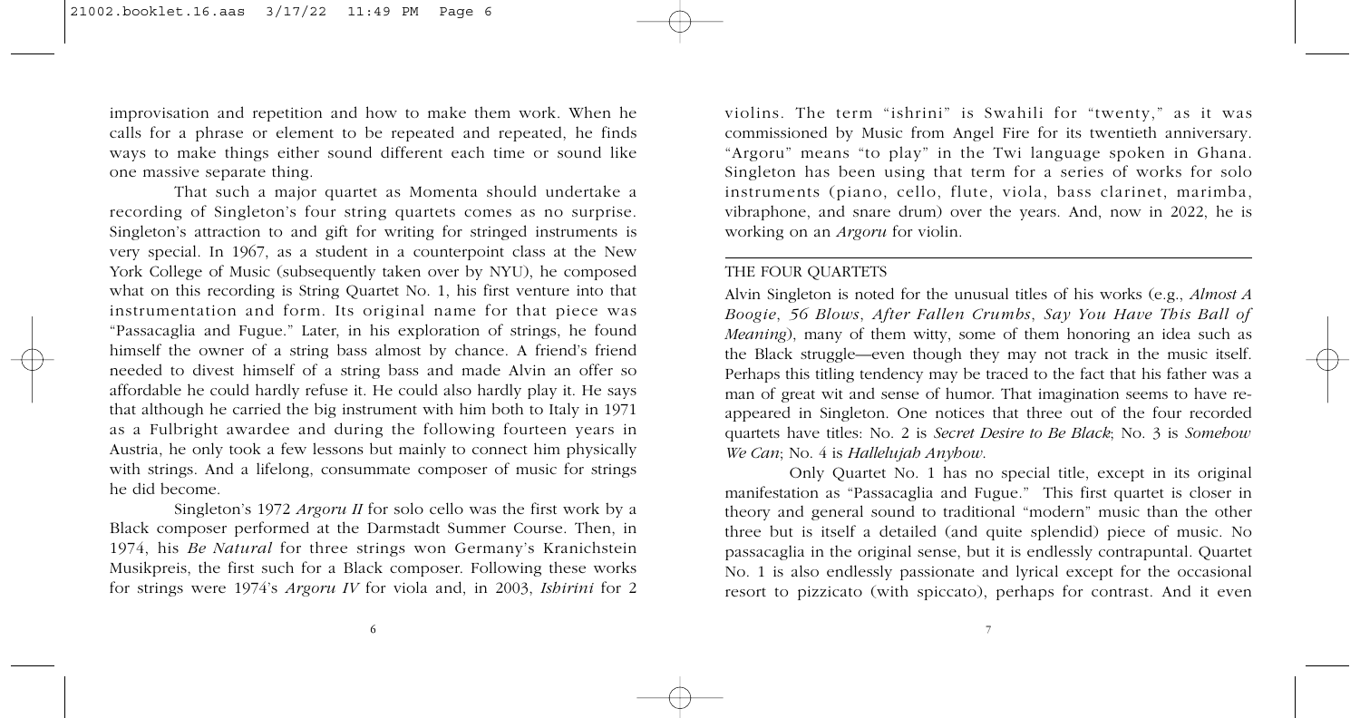improvisation and repetition and how to make them work. When he calls for a phrase or element to be repeated and repeated, he finds ways to make things either sound different each time or sound like one massive separate thing.

That such a major quartet as Momenta should undertake a recording of Singleton's four string quartets comes as no surprise. Singleton's attraction to and gift for writing for stringed instruments is very special. In 1967, as a student in a counterpoint class at the New York College of Music (subsequently taken over by NYU), he composed what on this recording is String Quartet No. 1, his first venture into that instrumentation and form. Its original name for that piece was "Passacaglia and Fugue." Later, in his exploration of strings, he found himself the owner of a string bass almost by chance. A friend's friend needed to divest himself of a string bass and made Alvin an offer so affordable he could hardly refuse it. He could also hardly play it. He says that although he carried the big instrument with him both to Italy in 1971 as a Fulbright awardee and during the following fourteen years in Austria, he only took a few lessons but mainly to connect him physically with strings. And a lifelong, consummate composer of music for strings he did become.

Singleton's 1972 *Argoru II* for solo cello was the first work by a Black composer performed at the Darmstadt Summer Course. Then, in 1974, his *Be Natural* for three strings won Germany's Kranichstein Musikpreis, the first such for a Black composer. Following these works for strings were 1974's *Argoru IV* for viola and, in 2003, *Ishirini* for 2 violins. The term "ishrini" is Swahili for "twenty," as it was commissioned by Music from Angel Fire for its twentieth anniversary. "Argoru" means "to play" in the Twi language spoken in Ghana. Singleton has been using that term for a series of works for solo instruments (piano, cello, flute, viola, bass clarinet, marimba, vibraphone, and snare drum) over the years. And, now in 2022, he is working on an *Argoru* for violin.

## THE FOUR QUARTETS

Alvin Singleton is noted for the unusual titles of his works (e.g., *Almost A Boogie*, *56 Blows*, *After Fallen Crumbs*, *Say You Have This Ball of Meaning*), many of them witty, some of them honoring an idea such as the Black struggle—even though they may not track in the music itself. Perhaps this titling tendency may be traced to the fact that his father was a man of great wit and sense of humor. That imagination seems to have re-appeared in Singleton. One notices that three out of the four recorded quartets have titles: No. 2 is *Secret Desire to Be Black*; No. 3 is *Somehow We Can*; No. 4 is *Hallelujah Anyhow*.

Only Quartet No. 1 has no special title, except in its original manifestation as "Passacaglia and Fugue." This first quartet is closer in theory and general sound to traditional "modern" music than the other three but is itself a detailed (and quite splendid) piece of music. No passacaglia in the original sense, but it is endlessly contrapuntal. Quartet No. 1 is also endlessly passionate and lyrical except for the occasional resort to pizzicato (with spiccato), perhaps for contrast. And it even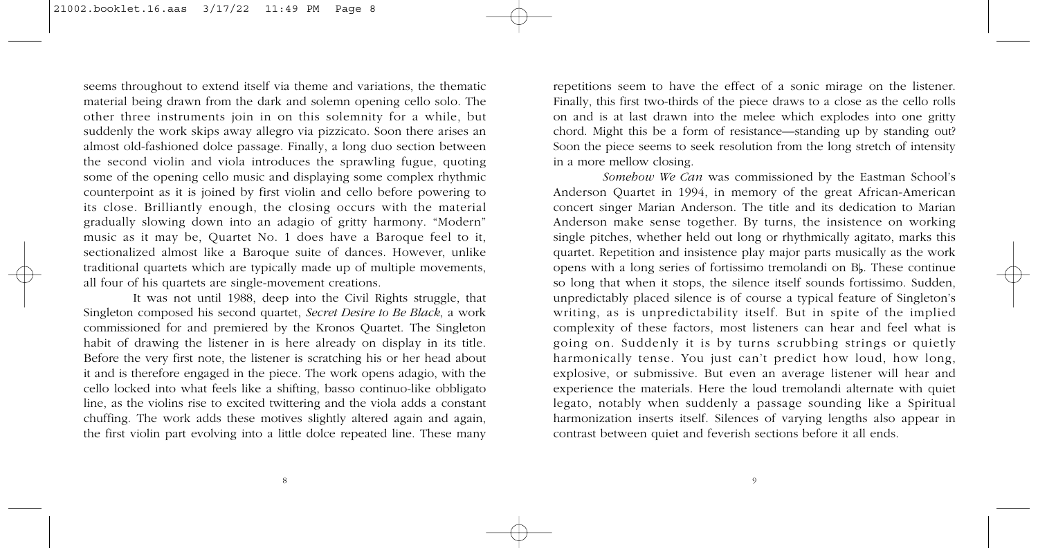seems throughout to extend itself via theme and variations, the thematic material being drawn from the dark and solemn opening cello solo. The other three instruments join in on this solemnity for a while, but suddenly the work skips away allegro via pizzicato. Soon there arises an almost old-fashioned dolce passage. Finally, a long duo section between the second violin and viola introduces the sprawling fugue, quoting some of the opening cello music and displaying some complex rhythmic counterpoint as it is joined by first violin and cello before powering to its close. Brilliantly enough, the closing occurs with the material gradually slowing down into an adagio of gritty harmony. "Modern" music as it may be, Quartet No. 1 does have a Baroque feel to it, sectionalized almost like a Baroque suite of dances. However, unlike traditional quartets which are typically made up of multiple movements, all four of his quartets are single-movement creations.

It was not until 1988, deep into the Civil Rights struggle, that Singleton composed his second quartet, *Secret Desire to Be Black*, a work commissioned for and premiered by the Kronos Quartet. The Singleton habit of drawing the listener in is here already on display in its title. Before the very first note, the listener is scratching his or her head about it and is therefore engaged in the piece. The work opens adagio, with the cello locked into what feels like a shifting, basso continuo-like obbligato line, as the violins rise to excited twittering and the viola adds a constant chuffing. The work adds these motives slightly altered again and again, the first violin part evolving into a little dolce repeated line. These many repetitions seem to have the effect of a sonic mirage on the listener. Finally, this first two-thirds of the piece draws to a close as the cello rolls on and is at last drawn into the melee which explodes into one gritty chord. Might this be a form of resistance—standing up by standing out? Soon the piece seems to seek resolution from the long stretch of intensity in a more mellow closing.

*Somehow We Can* was commissioned by the Eastman School's Anderson Quartet in 1994, in memory of the great African-American concert singer Marian Anderson. The title and its dedication to Marian Anderson make sense together. By turns, the insistence on working single pitches, whether held out long or rhythmically agitato, marks this quartet. Repetition and insistence play major parts musically as the work opens with a long series of fortissimo tremolandi on B♭. These continue so long that when it stops, the silence itself sounds fortissimo. Sudden, unpredictably placed silence is of course a typical feature of Singleton's writing, as is unpredictability itself. But in spite of the implied complexity of these factors, most listeners can hear and feel what is going on. Suddenly it is by turns scrubbing strings or quietly harmonically tense. You just can't predict how loud, how long, explosive, or submissive. But even an average listener will hear and experience the materials. Here the loud tremolandi alternate with quiet legato, notably when suddenly a passage sounding like a Spiritual harmonization inserts itself. Silences of varying lengths also appear in contrast between quiet and feverish sections before it all ends.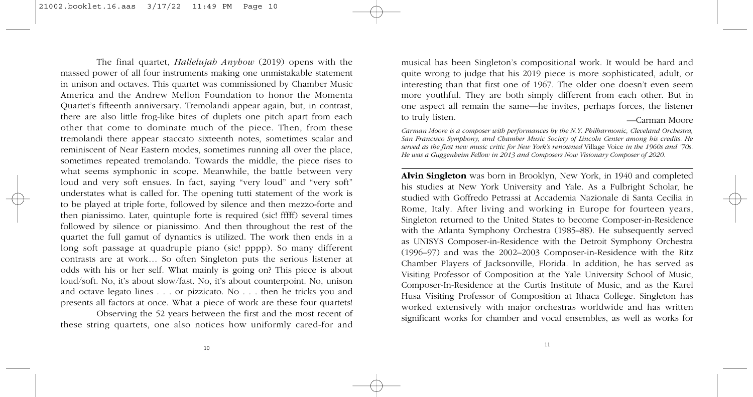The final quartet, *Hallelujah Anyhow* (2019) opens with the massed power of all four instruments making one unmistakable statement in unison and octaves. This quartet was commissioned by Chamber Music America and the Andrew Mellon Foundation to honor the Momenta Quartet's fifteenth anniversary. Tremolandi appear again, but, in contrast, there are also little frog-like bites of duplets one pitch apart from each other that come to dominate much of the piece. Then, from these tremolandi there appear staccato sixteenth notes, sometimes scalar and reminiscent of Near Eastern modes, sometimes running all over the place, sometimes repeated tremolando. Towards the middle, the piece rises to what seems symphonic in scope. Meanwhile, the battle between very loud and very soft ensues. In fact, saying "very loud" and "very soft" understates what is called for. The opening tutti statement of the work is to be played at triple forte, followed by silence and then mezzo-forte and then pianissimo. Later, quintuple forte is required (sic! fffff) several times followed by silence or pianissimo. And then throughout the rest of the quartet the full gamut of dynamics is utilized. The work then ends in a long soft passage at quadruple piano (sic! pppp). So many different contrasts are at work… So often Singleton puts the serious listener at odds with his or her self. What mainly is going on? This piece is about loud/soft. No, it's about slow/fast. No, it's about counterpoint. No, unison and octave legato lines . . . or pizzicato. No . . . then he tricks you and presents all factors at once. What a piece of work are these four quartets!

Observing the 52 years between the first and the most recent of these string quartets, one also notices how uniformly cared-for and musical has been Singleton's compositional work. It would be hard and quite wrong to judge that his 2019 piece is more sophisticated, adult, or interesting than that first one of 1967. The older one doesn't even seem more youthful. They are both simply different from each other. But in one aspect all remain the same—he invites, perhaps forces, the listener to truly listen.

—Carman Moore

*Carman Moore is a composer with performances by the N.Y. Philharmonic, Cleveland Orchestra, San Francisco Symphony, and Chamber Music Society of Lincoln Center among his credits. He served as the first new music critic for New York's renowned* Village Voice *in the 1960s and '70s. He was a Guggenheim Fellow in 2013 and Composers Now Visionary Composer of 2020.*

---

**Alvin Singleton** was born in Brooklyn, New York, in 1940 and completed his studies at New York University and Yale. As a Fulbright Scholar, he studied with Goffredo Petrassi at Accademia Nazionale di Santa Cecilia in Rome, Italy. After living and working in Europe for fourteen years, Singleton returned to the United States to become Composer-in-Residence with the Atlanta Symphony Orchestra (1985–88). He subsequently served as UNISYS Composer-in-Residence with the Detroit Symphony Orchestra (1996–97) and was the 2002–2003 Composer-in-Residence with the Ritz Chamber Players of Jacksonville, Florida. In addition, he has served as Visiting Professor of Composition at the Yale University School of Music, Composer-In-Residence at the Curtis Institute of Music, and as the Karel Husa Visiting Professor of Composition at Ithaca College. Singleton has worked extensively with major orchestras worldwide and has written significant works for chamber and vocal ensembles, as well as works for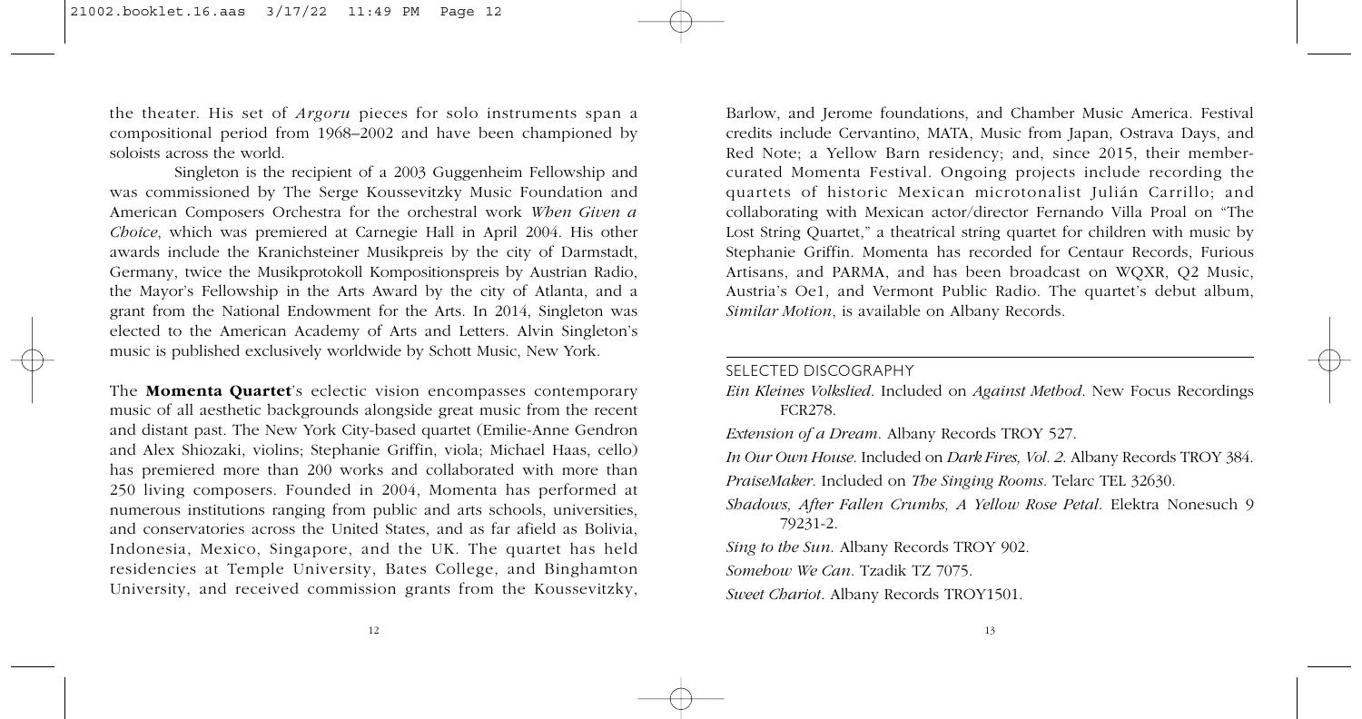the theater. His set of *Argoru* pieces for solo instruments span a compositional period from 1968–2002 and have been championed by soloists across the world.

Singleton is the recipient of a 2003 Guggenheim Fellowship and was commissioned by The Serge Koussevitzky Music Foundation and American Composers Orchestra for the orchestral work *When Given a Choice*, which was premiered at Carnegie Hall in April 2004. His other awards include the Kranichsteiner Musikpreis by the city of Darmstadt, Germany, twice the Musikprotokoll Kompositionspreis by Austrian Radio, the Mayor's Fellowship in the Arts Award by the city of Atlanta, and a grant from the National Endowment for the Arts. In 2014, Singleton was elected to the American Academy of Arts and Letters. Alvin Singleton's music is published exclusively worldwide by Schott Music, New York.

The **Momenta Quartet**'s eclectic vision encompasses contemporary music of all aesthetic backgrounds alongside great music from the recent and distant past. The New York City-based quartet (Emilie-Anne Gendron and Alex Shiozaki, violins; Stephanie Griffin, viola; Michael Haas, cello) has premiered more than 200 works and collaborated with more than 250 living composers. Founded in 2004, Momenta has performed at numerous institutions ranging from public and arts schools, universities, and conservatories across the United States, and as far afield as Bolivia, Indonesia, Mexico, Singapore, and the UK. The quartet has held residencies at Temple University, Bates College, and Binghamton University, and received commission grants from the Koussevitzky, Barlow, and Jerome foundations, and Chamber Music America. Festival credits include Cervantino, MATA, Music from Japan, Ostrava Days, and Red Note; a Yellow Barn residency; and, since 2015, their member-curated Momenta Festival. Ongoing projects include recording the quartets of historic Mexican microtonalist Julián Carrillo; and collaborating with Mexican actor/director Fernando Villa Proal on "The Lost String Quartet," a theatrical string quartet for children with music by Stephanie Griffin. Momenta has recorded for Centaur Records, Furious Artisans, and PARMA, and has been broadcast on WQXR, Q2 Music, Austria's Oe1, and Vermont Public Radio. The quartet's debut album, *Similar Motion*, is available on Albany Records.

## SELECTED DISCOGRAPHY

*Ein Kleines Volkslied*. Included on *Against Method*. New Focus Recordings FCR278.

*Extension of a Dream*. Albany Records TROY 527.

*In Our Own House*. Included on *Dark Fires, Vol. 2*. Albany Records TROY 384.

*PraiseMaker*. Included on *The Singing Rooms*. Telarc TEL 32630.

*Shadows, After Fallen Crumbs, A Yellow Rose Petal*. Elektra Nonesuch 9 79231-2.

*Sing to the Sun*. Albany Records TROY 902.

*Somehow We Can*. Tzadik TZ 7075.

*Sweet Chariot*. Albany Records TROY1501.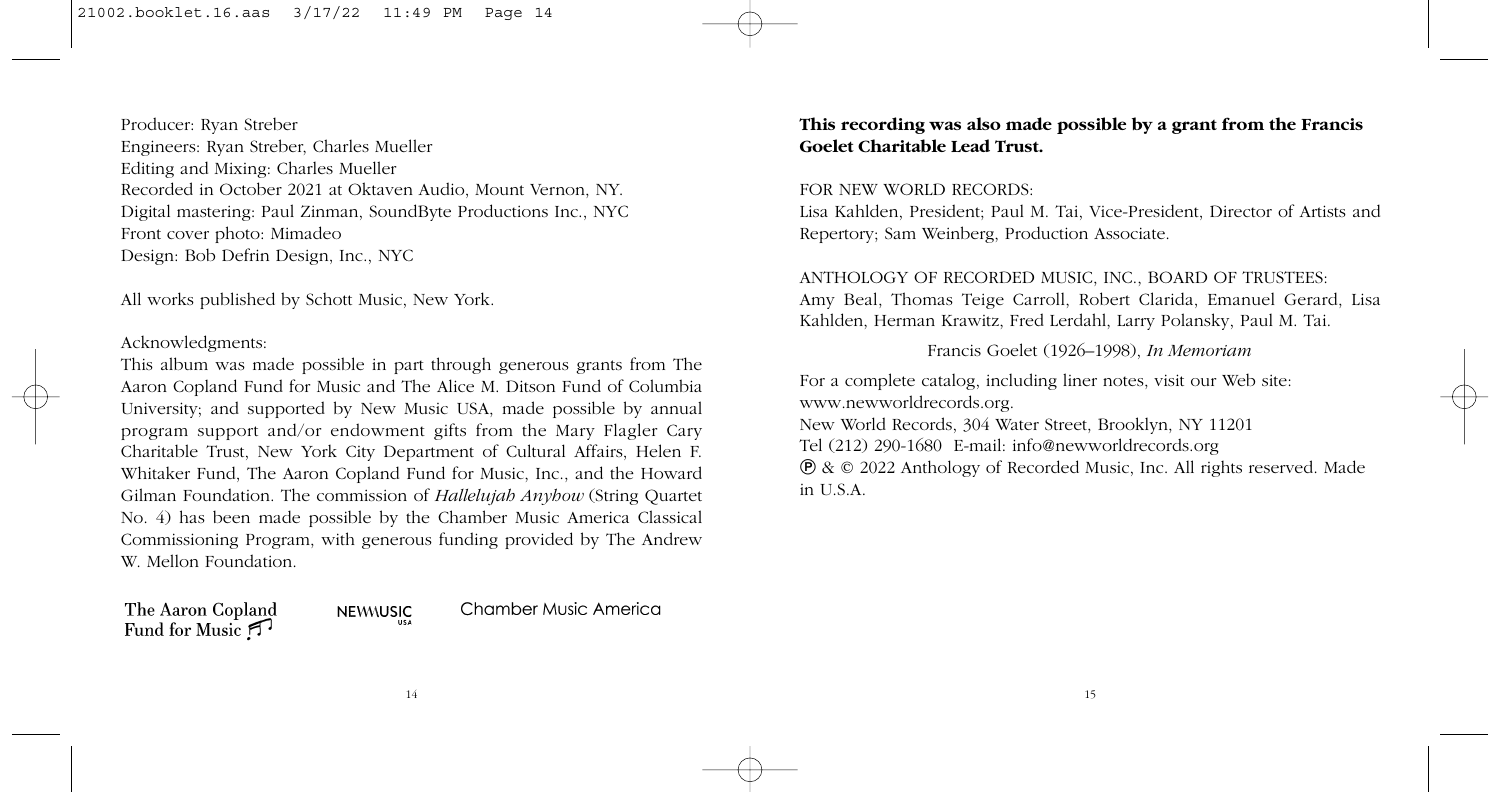Producer: Ryan Streber
Engineers: Ryan Streber, Charles Mueller
Editing and Mixing: Charles Mueller
Recorded in October 2021 at Oktaven Audio, Mount Vernon, NY.
Digital mastering: Paul Zinman, SoundByte Productions Inc., NYC
Front cover photo: Mimadeo
Design: Bob Defrin Design, Inc., NYC

All works published by Schott Music, New York.

Acknowledgments:
This album was made possible in part through generous grants from The Aaron Copland Fund for Music and The Alice M. Ditson Fund of Columbia University; and supported by New Music USA, made possible by annual program support and/or endowment gifts from the Mary Flagler Cary Charitable Trust, New York City Department of Cultural Affairs, Helen F. Whitaker Fund, The Aaron Copland Fund for Music, Inc., and the Howard Gilman Foundation. The commission of *Hallelujah Anyhow* (String Quartet No. 4) has been made possible by the Chamber Music America Classical Commissioning Program, with generous funding provided by The Andrew W. Mellon Foundation.

The Aaron Copland Fund for Music    NEWMUSIC USA    Chamber Music America

**This recording was also made possible by a grant from the Francis Goelet Charitable Lead Trust.**

FOR NEW WORLD RECORDS:
Lisa Kahlden, President; Paul M. Tai, Vice-President, Director of Artists and Repertory; Sam Weinberg, Production Associate.

ANTHOLOGY OF RECORDED MUSIC, INC., BOARD OF TRUSTEES:
Amy Beal, Thomas Teige Carroll, Robert Clarida, Emanuel Gerard, Lisa Kahlden, Herman Krawitz, Fred Lerdahl, Larry Polansky, Paul M. Tai.

Francis Goelet (1926–1998), *In Memoriam*

For a complete catalog, including liner notes, visit our Web site: www.newworldrecords.org.
New World Records, 304 Water Street, Brooklyn, NY 11201
Tel (212) 290-1680 E-mail: info@newworldrecords.org
℗ & © 2022 Anthology of Recorded Music, Inc. All rights reserved. Made in U.S.A.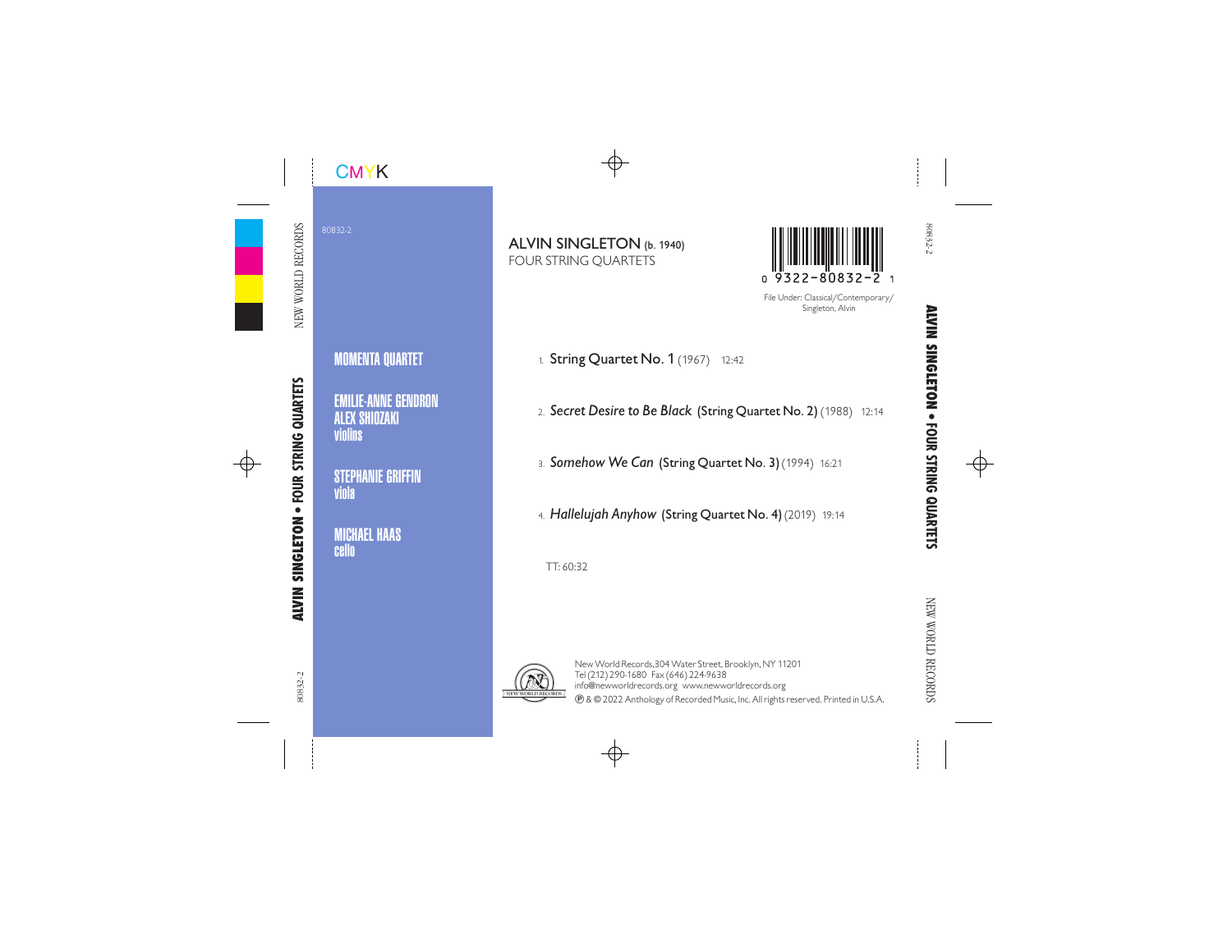80832-2

# ALVIN SINGLETON (b. 1940)

FOUR STRING QUARTETS

0 9322-80832-2 1

File Under: Classical/Contemporary/
Singleton, Alvin

**MOMENTA QUARTET**

**EMILIE-ANNE GENDRON**
**ALEX SHIOZAKI**
violins

**STEPHANIE GRIFFIN**
viola

**MICHAEL HAAS**
cello

1. **String Quartet No. 1** (1967) 12:42

2. ***Secret Desire to Be Black*** **(String Quartet No. 2)** (1988) 12:14

3. ***Somehow We Can*** **(String Quartet No. 3)** (1994) 16:21

4. ***Hallelujah Anyhow*** **(String Quartet No. 4)** (2019) 19:14

TT: 60:32

New World Records, 304 Water Street, Brooklyn, NY 11201
Tel (212) 290-1680 Fax (646) 224-9638
info@newworldrecords.org www.newworldrecords.org
℗ & © 2022 Anthology of Recorded Music, Inc. All rights reserved. Printed in U.S.A.

NEW WORLD RECORDS

**ALVIN SINGLETON • FOUR STRING QUARTETS**

80832-2